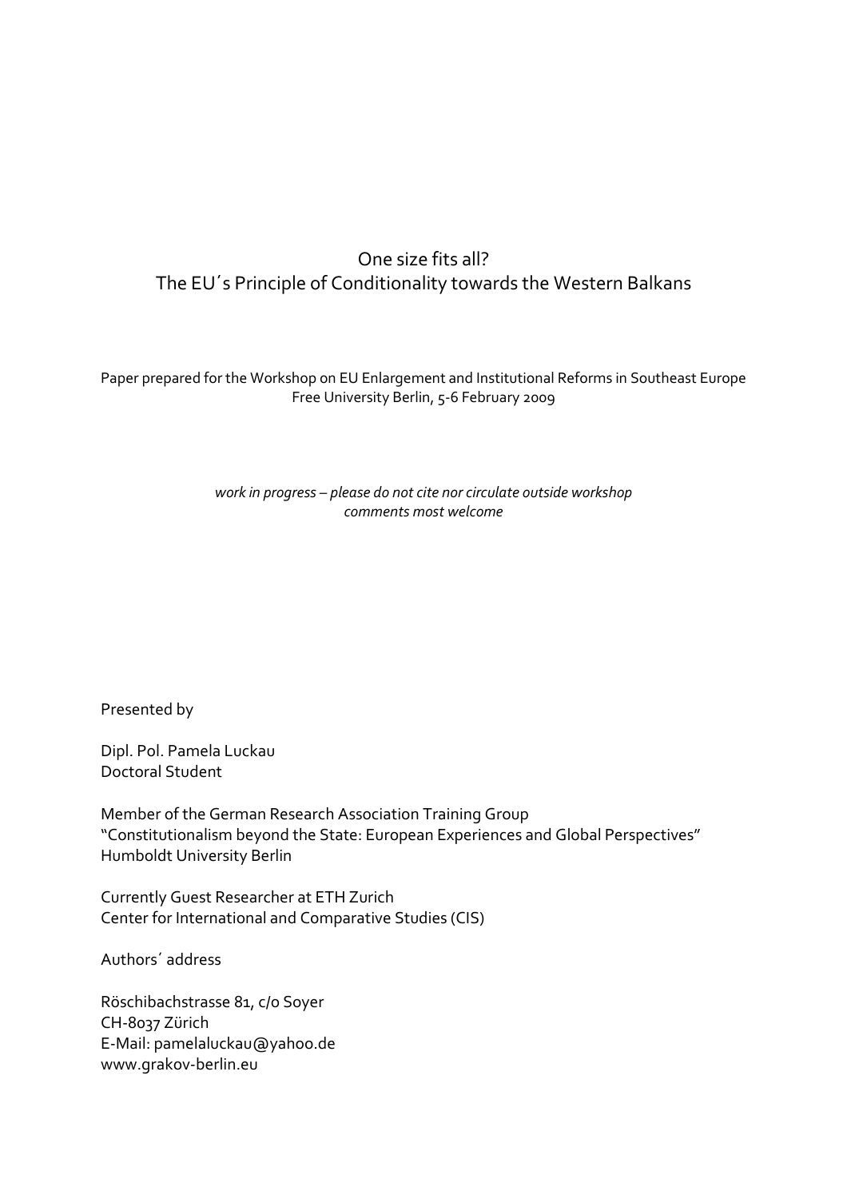# One size fits all?
# The EU´s Principle of Conditionality towards the Western Balkans

Paper prepared for the Workshop on EU Enlargement and Institutional Reforms in Southeast Europe
Free University Berlin, 5-6 February 2009

*work in progress – please do not cite nor circulate outside workshop*
*comments most welcome*

Presented by

Dipl. Pol. Pamela Luckau
Doctoral Student

Member of the German Research Association Training Group
"Constitutionalism beyond the State: European Experiences and Global Perspectives"
Humboldt University Berlin

Currently Guest Researcher at ETH Zurich
Center for International and Comparative Studies (CIS)

Authors´ address

Röschibachstrasse 81, c/o Soyer
CH-8037 Zürich
E-Mail: pamelaluckau@yahoo.de
www.grakov-berlin.eu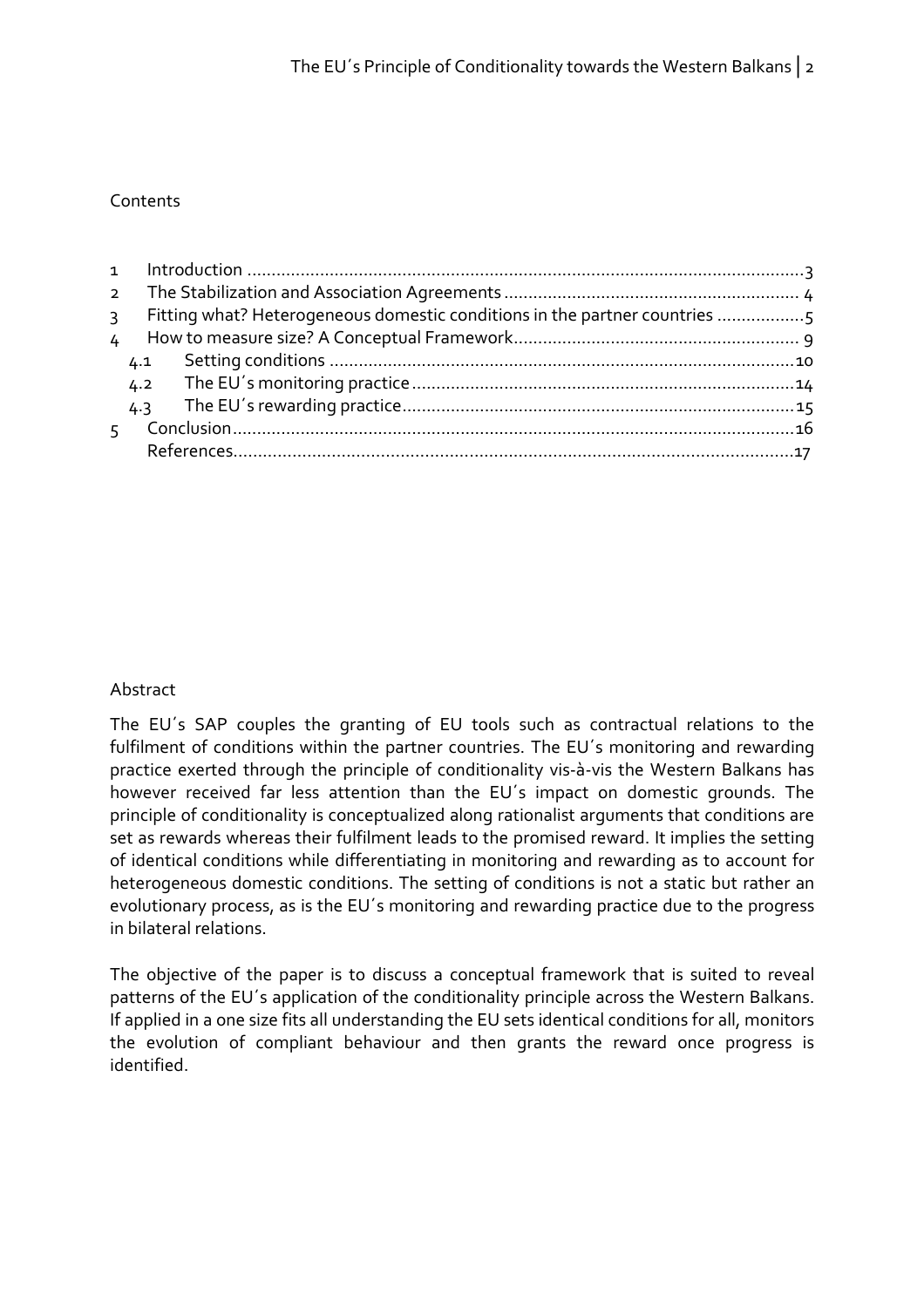Contents

1 Introduction ........................................................................................................................3
2 The Stabilization and Association Agreements ............................................................. 4
3 Fitting what? Heterogeneous domestic conditions in the partner countries ..................5
4 How to measure size? A Conceptual Framework........................................................... 9
 4.1 Setting conditions .......................................................................................................10
 4.2 The EU´s monitoring practice ......................................................................................14
 4.3 The EU´s rewarding practice........................................................................................15
5 Conclusion........................................................................................................................16
 References..........................................................................................................................17

Abstract

The EU´s SAP couples the granting of EU tools such as contractual relations to the fulfilment of conditions within the partner countries. The EU´s monitoring and rewarding practice exerted through the principle of conditionality vis-à-vis the Western Balkans has however received far less attention than the EU´s impact on domestic grounds. The principle of conditionality is conceptualized along rationalist arguments that conditions are set as rewards whereas their fulfilment leads to the promised reward. It implies the setting of identical conditions while differentiating in monitoring and rewarding as to account for heterogeneous domestic conditions. The setting of conditions is not a static but rather an evolutionary process, as is the EU´s monitoring and rewarding practice due to the progress in bilateral relations.

The objective of the paper is to discuss a conceptual framework that is suited to reveal patterns of the EU´s application of the conditionality principle across the Western Balkans. If applied in a one size fits all understanding the EU sets identical conditions for all, monitors the evolution of compliant behaviour and then grants the reward once progress is identified.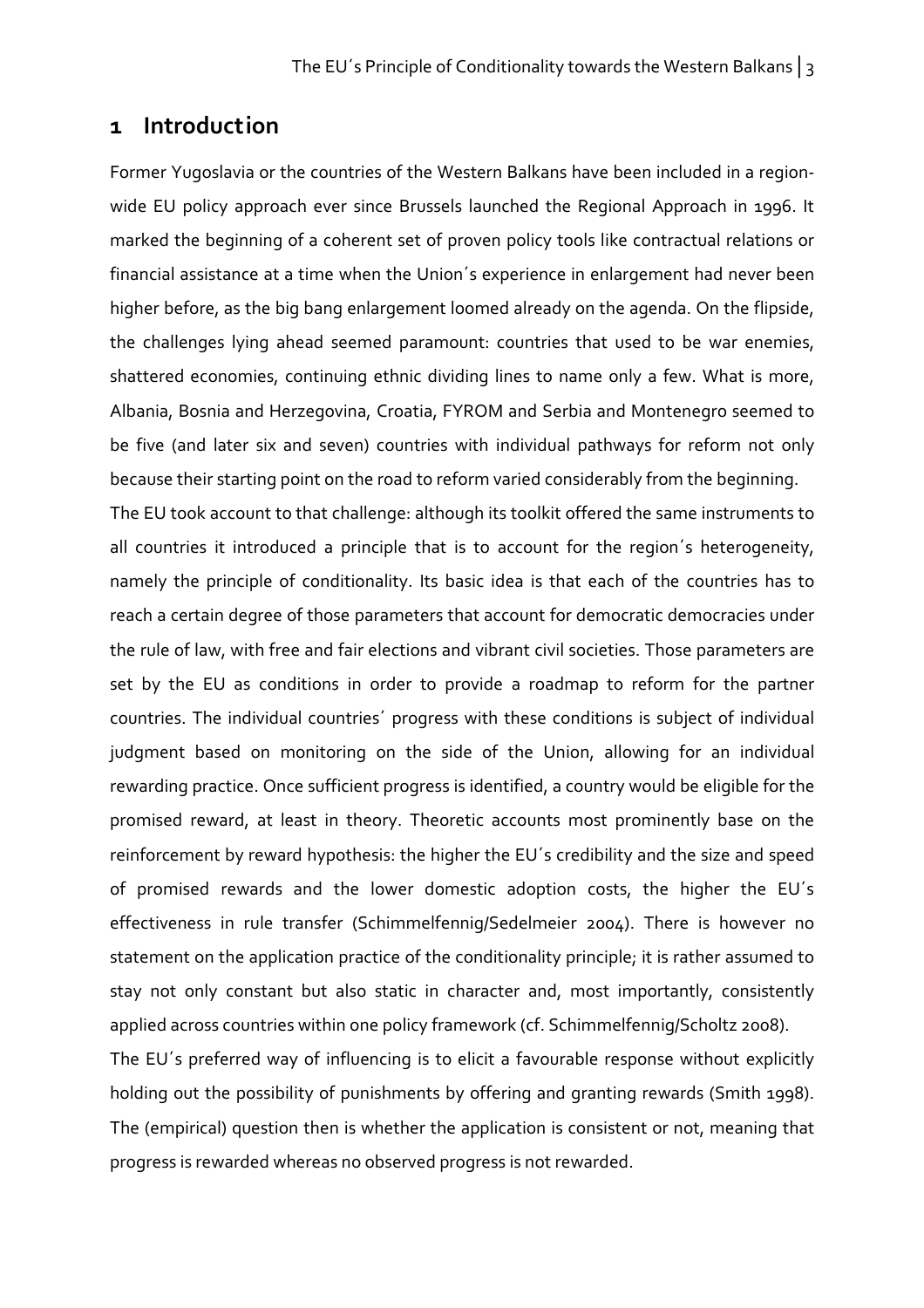# 1 Introduction

Former Yugoslavia or the countries of the Western Balkans have been included in a region-wide EU policy approach ever since Brussels launched the Regional Approach in 1996. It marked the beginning of a coherent set of proven policy tools like contractual relations or financial assistance at a time when the Union´s experience in enlargement had never been higher before, as the big bang enlargement loomed already on the agenda. On the flipside, the challenges lying ahead seemed paramount: countries that used to be war enemies, shattered economies, continuing ethnic dividing lines to name only a few. What is more, Albania, Bosnia and Herzegovina, Croatia, FYROM and Serbia and Montenegro seemed to be five (and later six and seven) countries with individual pathways for reform not only because their starting point on the road to reform varied considerably from the beginning.

The EU took account to that challenge: although its toolkit offered the same instruments to all countries it introduced a principle that is to account for the region´s heterogeneity, namely the principle of conditionality. Its basic idea is that each of the countries has to reach a certain degree of those parameters that account for democratic democracies under the rule of law, with free and fair elections and vibrant civil societies. Those parameters are set by the EU as conditions in order to provide a roadmap to reform for the partner countries. The individual countries´ progress with these conditions is subject of individual judgment based on monitoring on the side of the Union, allowing for an individual rewarding practice. Once sufficient progress is identified, a country would be eligible for the promised reward, at least in theory. Theoretic accounts most prominently base on the reinforcement by reward hypothesis: the higher the EU´s credibility and the size and speed of promised rewards and the lower domestic adoption costs, the higher the EU´s effectiveness in rule transfer (Schimmelfennig/Sedelmeier 2004). There is however no statement on the application practice of the conditionality principle; it is rather assumed to stay not only constant but also static in character and, most importantly, consistently applied across countries within one policy framework (cf. Schimmelfennig/Scholtz 2008).

The EU´s preferred way of influencing is to elicit a favourable response without explicitly holding out the possibility of punishments by offering and granting rewards (Smith 1998). The (empirical) question then is whether the application is consistent or not, meaning that progress is rewarded whereas no observed progress is not rewarded.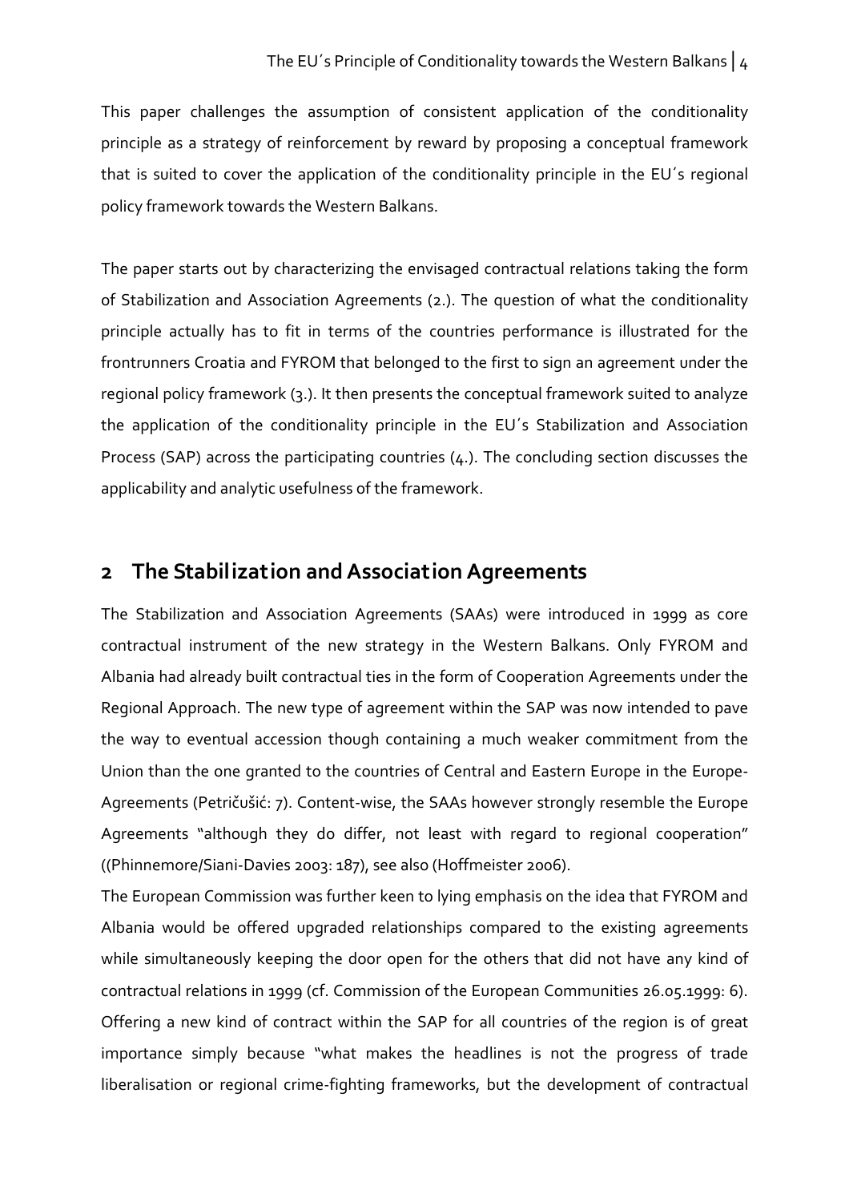This paper challenges the assumption of consistent application of the conditionality principle as a strategy of reinforcement by reward by proposing a conceptual framework that is suited to cover the application of the conditionality principle in the EU´s regional policy framework towards the Western Balkans.

The paper starts out by characterizing the envisaged contractual relations taking the form of Stabilization and Association Agreements (2.). The question of what the conditionality principle actually has to fit in terms of the countries performance is illustrated for the frontrunners Croatia and FYROM that belonged to the first to sign an agreement under the regional policy framework (3.). It then presents the conceptual framework suited to analyze the application of the conditionality principle in the EU´s Stabilization and Association Process (SAP) across the participating countries (4.). The concluding section discusses the applicability and analytic usefulness of the framework.

## 2 The Stabilization and Association Agreements

The Stabilization and Association Agreements (SAAs) were introduced in 1999 as core contractual instrument of the new strategy in the Western Balkans. Only FYROM and Albania had already built contractual ties in the form of Cooperation Agreements under the Regional Approach. The new type of agreement within the SAP was now intended to pave the way to eventual accession though containing a much weaker commitment from the Union than the one granted to the countries of Central and Eastern Europe in the Europe-Agreements (Petričušić: 7). Content-wise, the SAAs however strongly resemble the Europe Agreements "although they do differ, not least with regard to regional cooperation" ((Phinnemore/Siani-Davies 2003: 187), see also (Hoffmeister 2006).

The European Commission was further keen to lying emphasis on the idea that FYROM and Albania would be offered upgraded relationships compared to the existing agreements while simultaneously keeping the door open for the others that did not have any kind of contractual relations in 1999 (cf. Commission of the European Communities 26.05.1999: 6). Offering a new kind of contract within the SAP for all countries of the region is of great importance simply because "what makes the headlines is not the progress of trade liberalisation or regional crime-fighting frameworks, but the development of contractual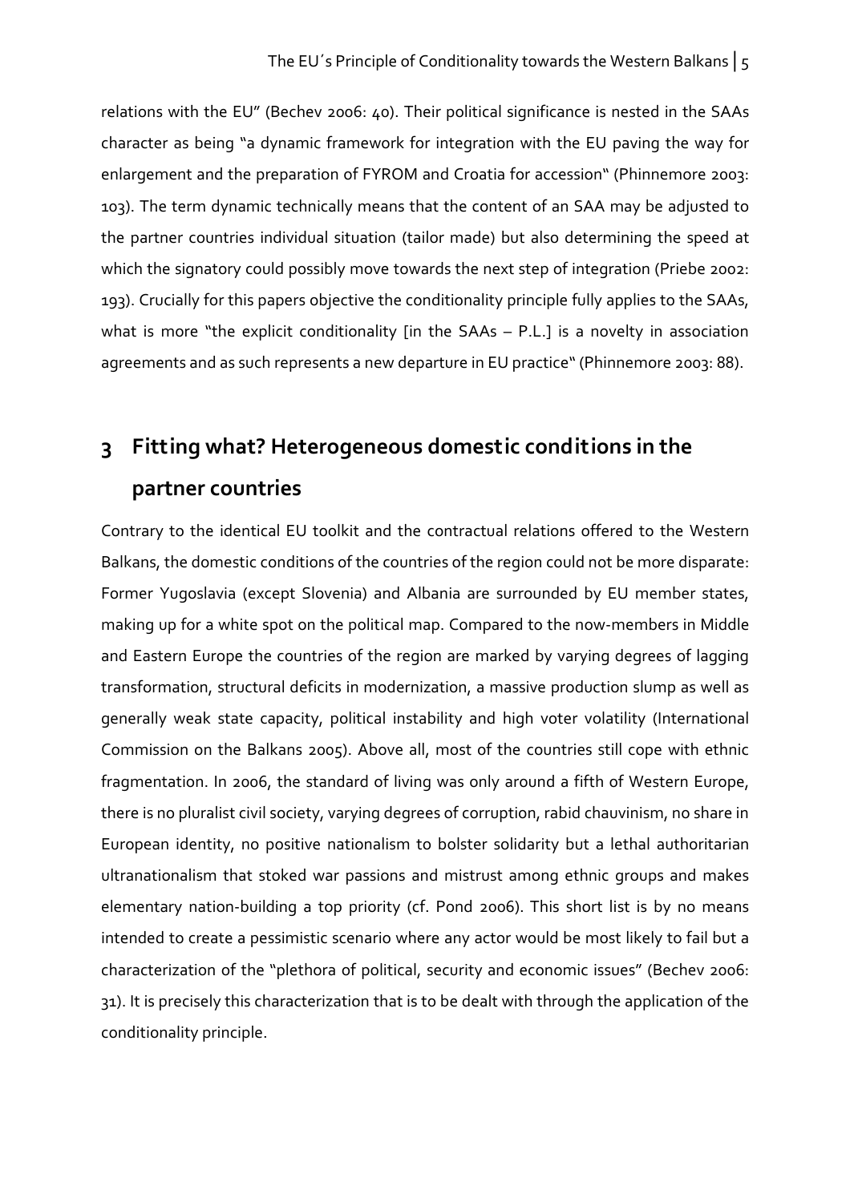relations with the EU" (Bechev 2006: 40). Their political significance is nested in the SAAs character as being "a dynamic framework for integration with the EU paving the way for enlargement and the preparation of FYROM and Croatia for accession" (Phinnemore 2003: 103). The term dynamic technically means that the content of an SAA may be adjusted to the partner countries individual situation (tailor made) but also determining the speed at which the signatory could possibly move towards the next step of integration (Priebe 2002: 193). Crucially for this papers objective the conditionality principle fully applies to the SAAs, what is more "the explicit conditionality [in the SAAs – P.L.] is a novelty in association agreements and as such represents a new departure in EU practice" (Phinnemore 2003: 88).

# 3 Fitting what? Heterogeneous domestic conditions in the partner countries

Contrary to the identical EU toolkit and the contractual relations offered to the Western Balkans, the domestic conditions of the countries of the region could not be more disparate: Former Yugoslavia (except Slovenia) and Albania are surrounded by EU member states, making up for a white spot on the political map. Compared to the now-members in Middle and Eastern Europe the countries of the region are marked by varying degrees of lagging transformation, structural deficits in modernization, a massive production slump as well as generally weak state capacity, political instability and high voter volatility (International Commission on the Balkans 2005). Above all, most of the countries still cope with ethnic fragmentation. In 2006, the standard of living was only around a fifth of Western Europe, there is no pluralist civil society, varying degrees of corruption, rabid chauvinism, no share in European identity, no positive nationalism to bolster solidarity but a lethal authoritarian ultranationalism that stoked war passions and mistrust among ethnic groups and makes elementary nation-building a top priority (cf. Pond 2006). This short list is by no means intended to create a pessimistic scenario where any actor would be most likely to fail but a characterization of the "plethora of political, security and economic issues" (Bechev 2006: 31). It is precisely this characterization that is to be dealt with through the application of the conditionality principle.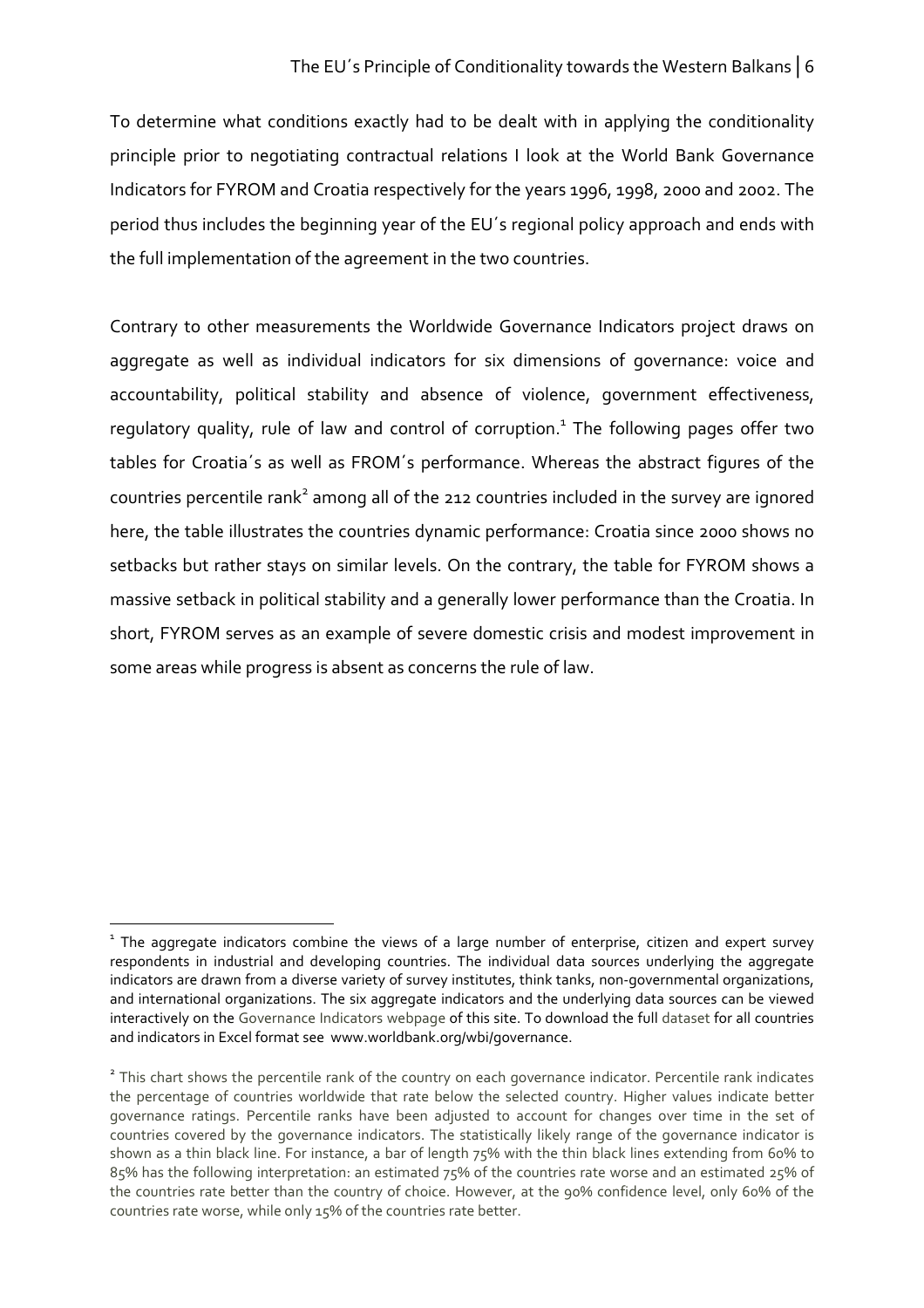To determine what conditions exactly had to be dealt with in applying the conditionality principle prior to negotiating contractual relations I look at the World Bank Governance Indicators for FYROM and Croatia respectively for the years 1996, 1998, 2000 and 2002. The period thus includes the beginning year of the EU´s regional policy approach and ends with the full implementation of the agreement in the two countries.

Contrary to other measurements the Worldwide Governance Indicators project draws on aggregate as well as individual indicators for six dimensions of governance: voice and accountability, political stability and absence of violence, government effectiveness, regulatory quality, rule of law and control of corruption.[1] The following pages offer two tables for Croatia´s as well as FROM´s performance. Whereas the abstract figures of the countries percentile rank[2] among all of the 212 countries included in the survey are ignored here, the table illustrates the countries dynamic performance: Croatia since 2000 shows no setbacks but rather stays on similar levels. On the contrary, the table for FYROM shows a massive setback in political stability and a generally lower performance than the Croatia. In short, FYROM serves as an example of severe domestic crisis and modest improvement in some areas while progress is absent as concerns the rule of law.

---

[1] The aggregate indicators combine the views of a large number of enterprise, citizen and expert survey respondents in industrial and developing countries. The individual data sources underlying the aggregate indicators are drawn from a diverse variety of survey institutes, think tanks, non-governmental organizations, and international organizations. The six aggregate indicators and the underlying data sources can be viewed interactively on the Governance Indicators webpage of this site. To download the full dataset for all countries and indicators in Excel format see www.worldbank.org/wbi/governance.

[2] This chart shows the percentile rank of the country on each governance indicator. Percentile rank indicates the percentage of countries worldwide that rate below the selected country. Higher values indicate better governance ratings. Percentile ranks have been adjusted to account for changes over time in the set of countries covered by the governance indicators. The statistically likely range of the governance indicator is shown as a thin black line. For instance, a bar of length 75% with the thin black lines extending from 60% to 85% has the following interpretation: an estimated 75% of the countries rate worse and an estimated 25% of the countries rate better than the country of choice. However, at the 90% confidence level, only 60% of the countries rate worse, while only 15% of the countries rate better.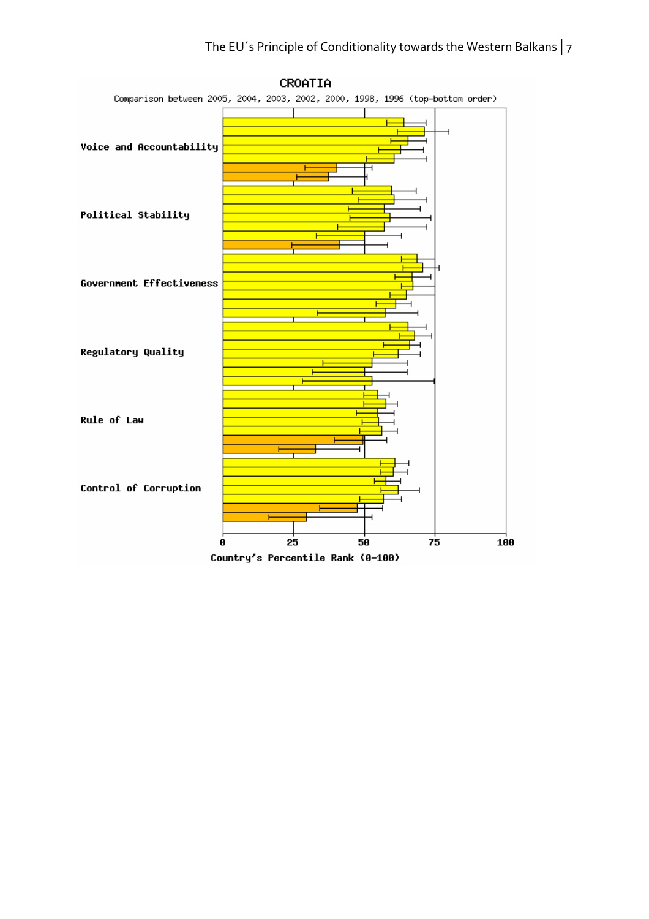CROATIA

Comparison between 2005, 2004, 2003, 2002, 2000, 1998, 1996 (top-bottom order)

Voice and Accountability

Political Stability

Government Effectiveness

Regulatory Quality

Rule of Law

Control of Corruption

0 25 50 75 100

Country's Percentile Rank (0-100)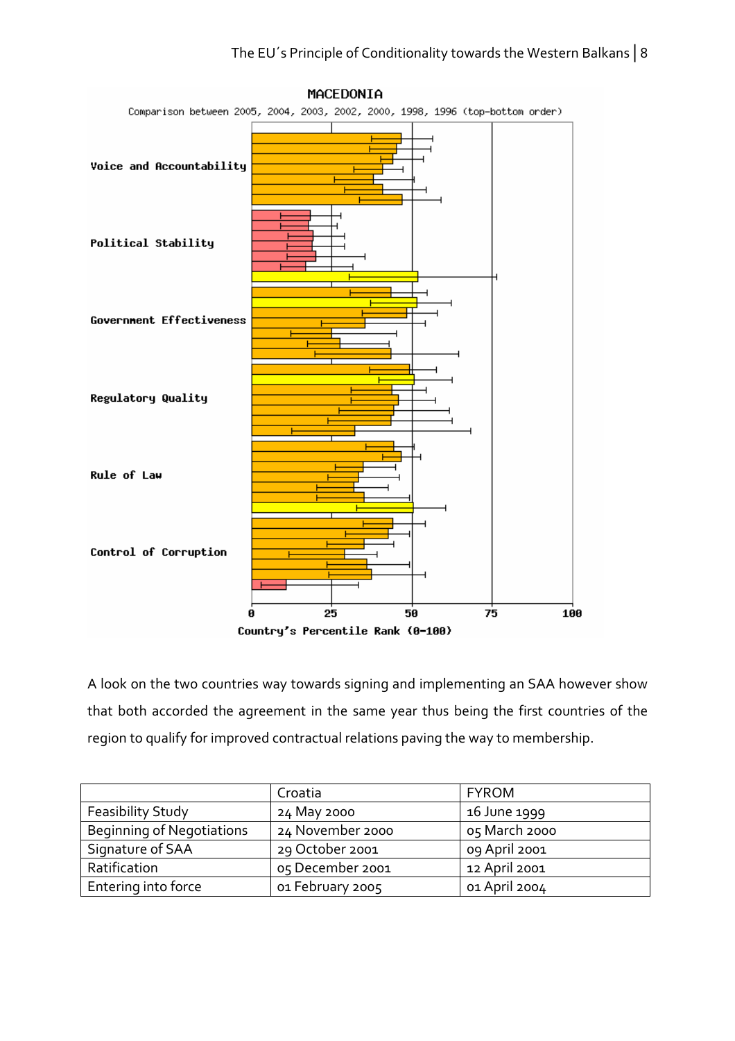MACEDONIA

Comparison between 2005, 2004, 2003, 2002, 2000, 1998, 1996 (top-bottom order)

Voice and Accountability

Political Stability

Government Effectiveness

Regulatory Quality

Rule of Law

Control of Corruption

0 25 50 75 100

Country's Percentile Rank (0-100)

A look on the two countries way towards signing and implementing an SAA however show that both accorded the agreement in the same year thus being the first countries of the region to qualify for improved contractual relations paving the way to membership.

| | Croatia | FYROM |
|---|---|---|
| Feasibility Study | 24 May 2000 | 16 June 1999 |
| Beginning of Negotiations | 24 November 2000 | 05 March 2000 |
| Signature of SAA | 29 October 2001 | 09 April 2001 |
| Ratification | 05 December 2001 | 12 April 2001 |
| Entering into force | 01 February 2005 | 01 April 2004 |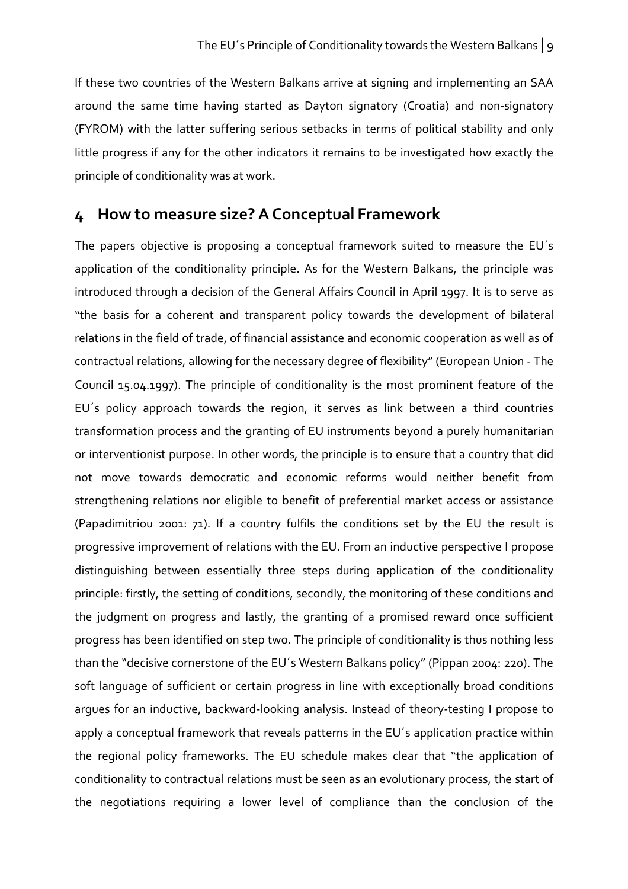If these two countries of the Western Balkans arrive at signing and implementing an SAA around the same time having started as Dayton signatory (Croatia) and non-signatory (FYROM) with the latter suffering serious setbacks in terms of political stability and only little progress if any for the other indicators it remains to be investigated how exactly the principle of conditionality was at work.

## 4 How to measure size? A Conceptual Framework

The papers objective is proposing a conceptual framework suited to measure the EU´s application of the conditionality principle. As for the Western Balkans, the principle was introduced through a decision of the General Affairs Council in April 1997. It is to serve as "the basis for a coherent and transparent policy towards the development of bilateral relations in the field of trade, of financial assistance and economic cooperation as well as of contractual relations, allowing for the necessary degree of flexibility" (European Union - The Council 15.04.1997). The principle of conditionality is the most prominent feature of the EU´s policy approach towards the region, it serves as link between a third countries transformation process and the granting of EU instruments beyond a purely humanitarian or interventionist purpose. In other words, the principle is to ensure that a country that did not move towards democratic and economic reforms would neither benefit from strengthening relations nor eligible to benefit of preferential market access or assistance (Papadimitriou 2001: 71). If a country fulfils the conditions set by the EU the result is progressive improvement of relations with the EU. From an inductive perspective I propose distinguishing between essentially three steps during application of the conditionality principle: firstly, the setting of conditions, secondly, the monitoring of these conditions and the judgment on progress and lastly, the granting of a promised reward once sufficient progress has been identified on step two. The principle of conditionality is thus nothing less than the "decisive cornerstone of the EU´s Western Balkans policy" (Pippan 2004: 220). The soft language of sufficient or certain progress in line with exceptionally broad conditions argues for an inductive, backward-looking analysis. Instead of theory-testing I propose to apply a conceptual framework that reveals patterns in the EU´s application practice within the regional policy frameworks. The EU schedule makes clear that "the application of conditionality to contractual relations must be seen as an evolutionary process, the start of the negotiations requiring a lower level of compliance than the conclusion of the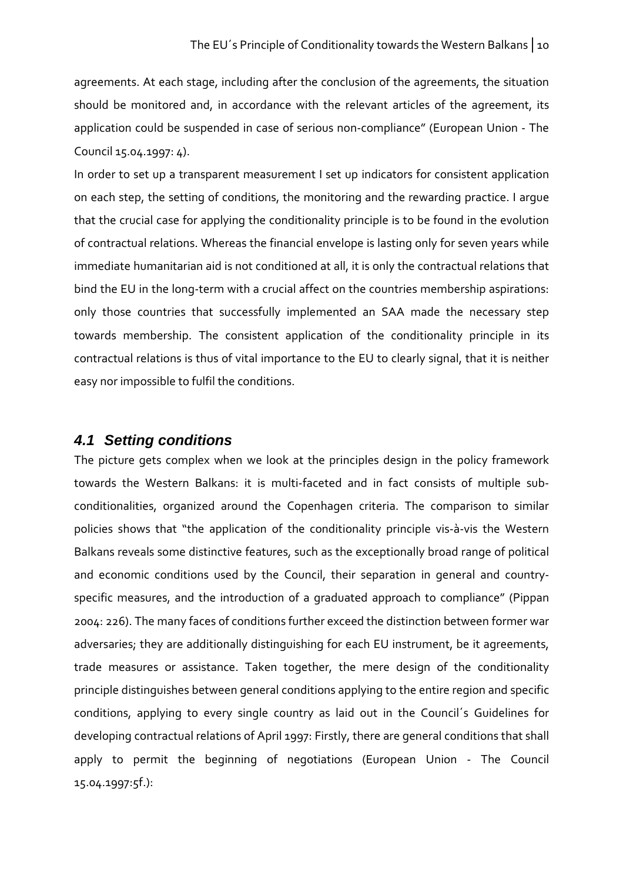agreements. At each stage, including after the conclusion of the agreements, the situation should be monitored and, in accordance with the relevant articles of the agreement, its application could be suspended in case of serious non-compliance" (European Union - The Council 15.04.1997: 4).

In order to set up a transparent measurement I set up indicators for consistent application on each step, the setting of conditions, the monitoring and the rewarding practice. I argue that the crucial case for applying the conditionality principle is to be found in the evolution of contractual relations. Whereas the financial envelope is lasting only for seven years while immediate humanitarian aid is not conditioned at all, it is only the contractual relations that bind the EU in the long-term with a crucial affect on the countries membership aspirations: only those countries that successfully implemented an SAA made the necessary step towards membership. The consistent application of the conditionality principle in its contractual relations is thus of vital importance to the EU to clearly signal, that it is neither easy nor impossible to fulfil the conditions.

## *4.1 Setting conditions*

The picture gets complex when we look at the principles design in the policy framework towards the Western Balkans: it is multi-faceted and in fact consists of multiple sub-conditionalities, organized around the Copenhagen criteria. The comparison to similar policies shows that "the application of the conditionality principle vis-à-vis the Western Balkans reveals some distinctive features, such as the exceptionally broad range of political and economic conditions used by the Council, their separation in general and country-specific measures, and the introduction of a graduated approach to compliance" (Pippan 2004: 226). The many faces of conditions further exceed the distinction between former war adversaries; they are additionally distinguishing for each EU instrument, be it agreements, trade measures or assistance. Taken together, the mere design of the conditionality principle distinguishes between general conditions applying to the entire region and specific conditions, applying to every single country as laid out in the Council´s Guidelines for developing contractual relations of April 1997: Firstly, there are general conditions that shall apply to permit the beginning of negotiations (European Union - The Council 15.04.1997:5f.):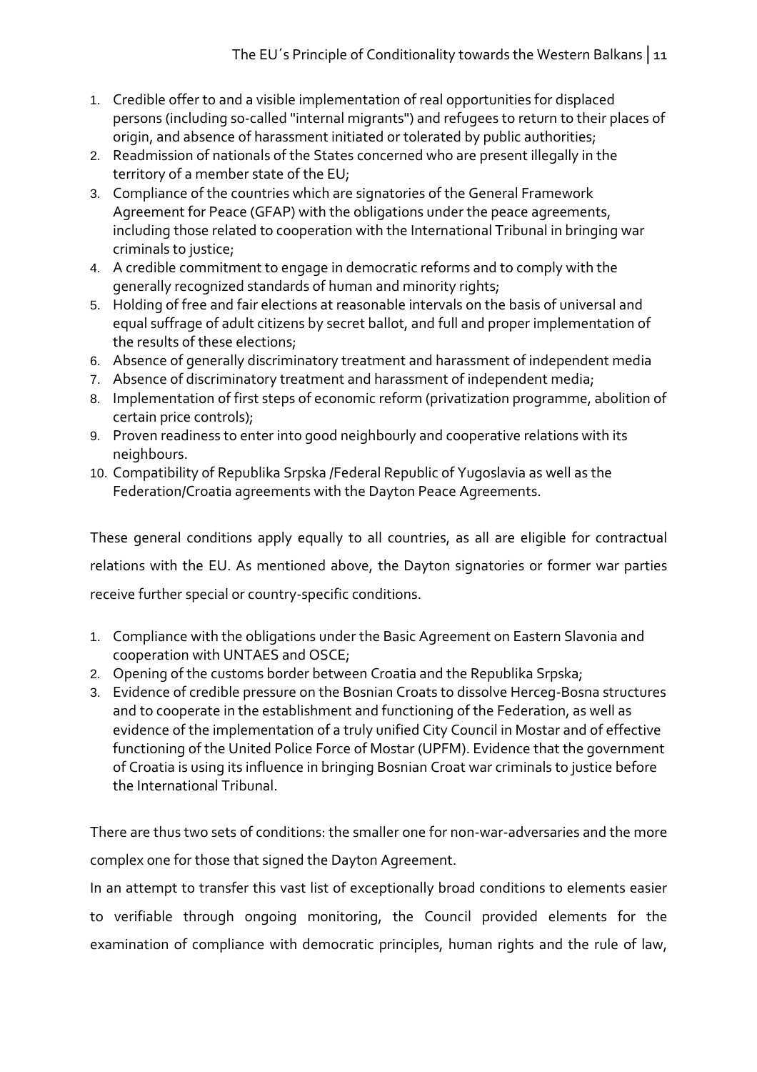1. Credible offer to and a visible implementation of real opportunities for displaced persons (including so-called "internal migrants") and refugees to return to their places of origin, and absence of harassment initiated or tolerated by public authorities;
2. Readmission of nationals of the States concerned who are present illegally in the territory of a member state of the EU;
3. Compliance of the countries which are signatories of the General Framework Agreement for Peace (GFAP) with the obligations under the peace agreements, including those related to cooperation with the International Tribunal in bringing war criminals to justice;
4. A credible commitment to engage in democratic reforms and to comply with the generally recognized standards of human and minority rights;
5. Holding of free and fair elections at reasonable intervals on the basis of universal and equal suffrage of adult citizens by secret ballot, and full and proper implementation of the results of these elections;
6. Absence of generally discriminatory treatment and harassment of independent media
7. Absence of discriminatory treatment and harassment of independent media;
8. Implementation of first steps of economic reform (privatization programme, abolition of certain price controls);
9. Proven readiness to enter into good neighbourly and cooperative relations with its neighbours.
10. Compatibility of Republika Srpska /Federal Republic of Yugoslavia as well as the Federation/Croatia agreements with the Dayton Peace Agreements.

These general conditions apply equally to all countries, as all are eligible for contractual relations with the EU. As mentioned above, the Dayton signatories or former war parties receive further special or country-specific conditions.

1. Compliance with the obligations under the Basic Agreement on Eastern Slavonia and cooperation with UNTAES and OSCE;
2. Opening of the customs border between Croatia and the Republika Srpska;
3. Evidence of credible pressure on the Bosnian Croats to dissolve Herceg-Bosna structures and to cooperate in the establishment and functioning of the Federation, as well as evidence of the implementation of a truly unified City Council in Mostar and of effective functioning of the United Police Force of Mostar (UPFM). Evidence that the government of Croatia is using its influence in bringing Bosnian Croat war criminals to justice before the International Tribunal.

There are thus two sets of conditions: the smaller one for non-war-adversaries and the more complex one for those that signed the Dayton Agreement.

In an attempt to transfer this vast list of exceptionally broad conditions to elements easier to verifiable through ongoing monitoring, the Council provided elements for the examination of compliance with democratic principles, human rights and the rule of law,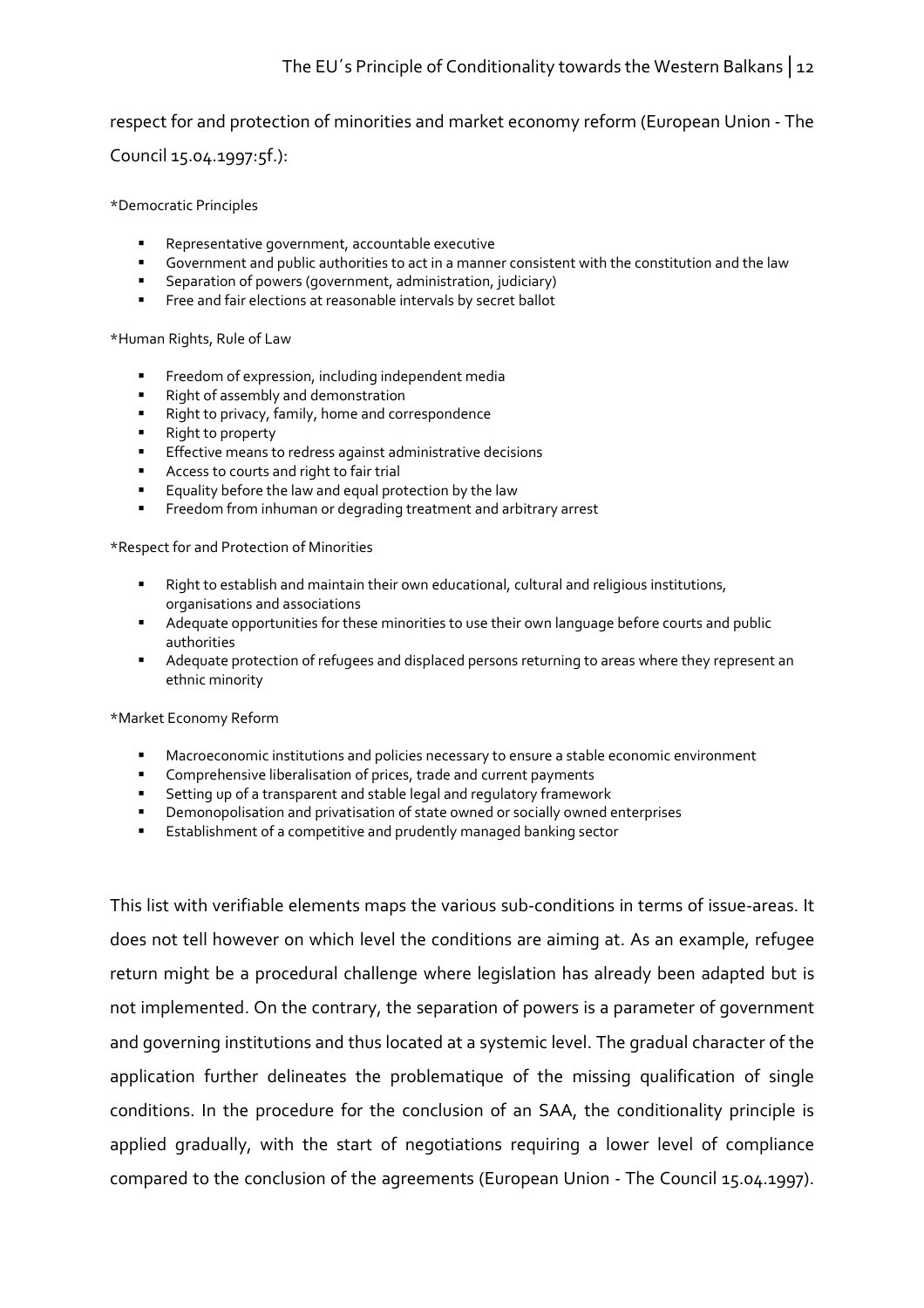respect for and protection of minorities and market economy reform (European Union - The Council 15.04.1997:5f.):

*Democratic Principles

- Representative government, accountable executive
- Government and public authorities to act in a manner consistent with the constitution and the law
- Separation of powers (government, administration, judiciary)
- Free and fair elections at reasonable intervals by secret ballot

*Human Rights, Rule of Law

- Freedom of expression, including independent media
- Right of assembly and demonstration
- Right to privacy, family, home and correspondence
- Right to property
- Effective means to redress against administrative decisions
- Access to courts and right to fair trial
- Equality before the law and equal protection by the law
- Freedom from inhuman or degrading treatment and arbitrary arrest

*Respect for and Protection of Minorities

- Right to establish and maintain their own educational, cultural and religious institutions, organisations and associations
- Adequate opportunities for these minorities to use their own language before courts and public authorities
- Adequate protection of refugees and displaced persons returning to areas where they represent an ethnic minority

*Market Economy Reform

- Macroeconomic institutions and policies necessary to ensure a stable economic environment
- Comprehensive liberalisation of prices, trade and current payments
- Setting up of a transparent and stable legal and regulatory framework
- Demonopolisation and privatisation of state owned or socially owned enterprises
- Establishment of a competitive and prudently managed banking sector

This list with verifiable elements maps the various sub-conditions in terms of issue-areas. It does not tell however on which level the conditions are aiming at. As an example, refugee return might be a procedural challenge where legislation has already been adapted but is not implemented. On the contrary, the separation of powers is a parameter of government and governing institutions and thus located at a systemic level. The gradual character of the application further delineates the problematique of the missing qualification of single conditions. In the procedure for the conclusion of an SAA, the conditionality principle is applied gradually, with the start of negotiations requiring a lower level of compliance compared to the conclusion of the agreements (European Union - The Council 15.04.1997).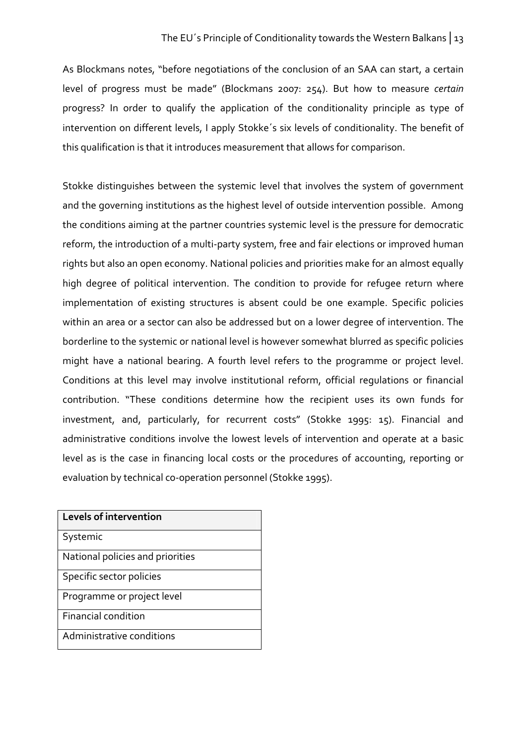As Blockmans notes, "before negotiations of the conclusion of an SAA can start, a certain level of progress must be made" (Blockmans 2007: 254). But how to measure *certain* progress? In order to qualify the application of the conditionality principle as type of intervention on different levels, I apply Stokke´s six levels of conditionality. The benefit of this qualification is that it introduces measurement that allows for comparison.

Stokke distinguishes between the systemic level that involves the system of government and the governing institutions as the highest level of outside intervention possible. Among the conditions aiming at the partner countries systemic level is the pressure for democratic reform, the introduction of a multi-party system, free and fair elections or improved human rights but also an open economy. National policies and priorities make for an almost equally high degree of political intervention. The condition to provide for refugee return where implementation of existing structures is absent could be one example. Specific policies within an area or a sector can also be addressed but on a lower degree of intervention. The borderline to the systemic or national level is however somewhat blurred as specific policies might have a national bearing. A fourth level refers to the programme or project level. Conditions at this level may involve institutional reform, official regulations or financial contribution. "These conditions determine how the recipient uses its own funds for investment, and, particularly, for recurrent costs" (Stokke 1995: 15). Financial and administrative conditions involve the lowest levels of intervention and operate at a basic level as is the case in financing local costs or the procedures of accounting, reporting or evaluation by technical co-operation personnel (Stokke 1995).

| **Levels of intervention** |
| --- |
| Systemic |
| National policies and priorities |
| Specific sector policies |
| Programme or project level |
| Financial condition |
| Administrative conditions |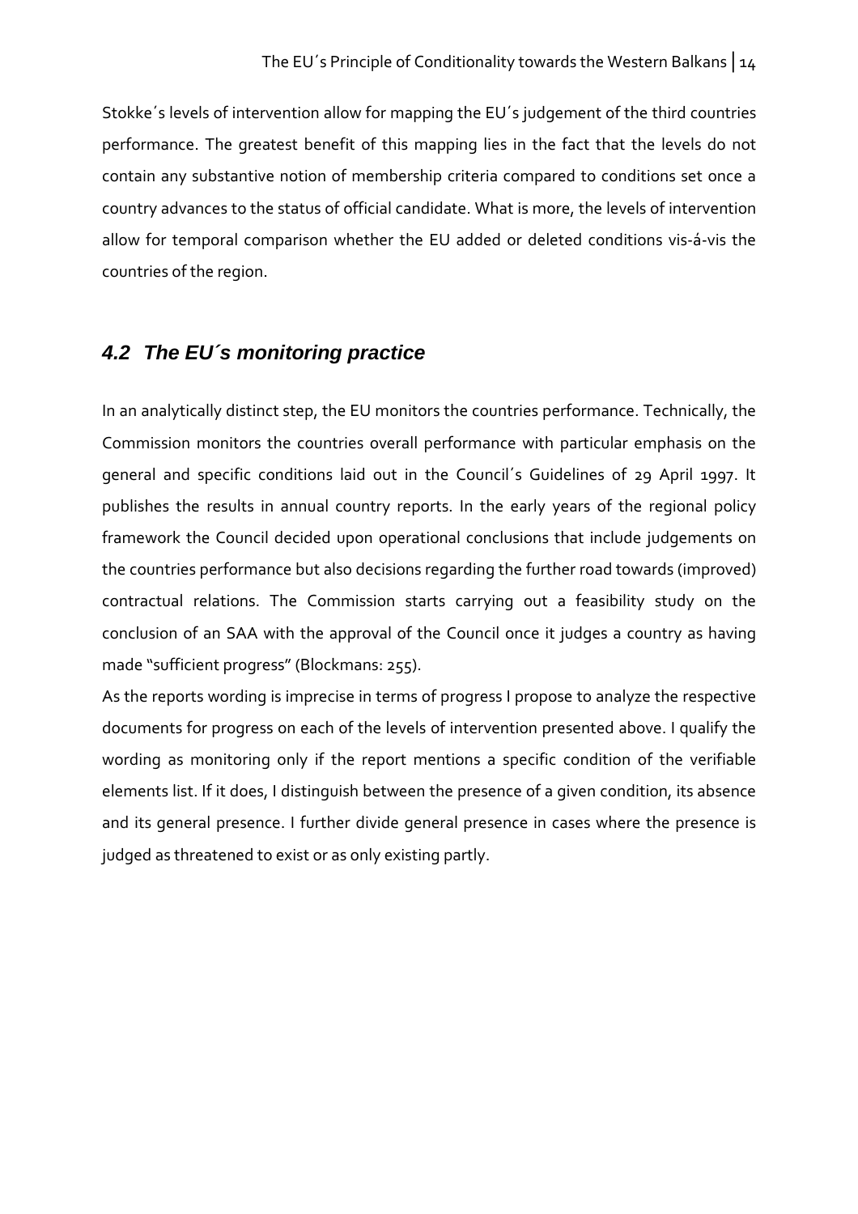Stokke´s levels of intervention allow for mapping the EU´s judgement of the third countries performance. The greatest benefit of this mapping lies in the fact that the levels do not contain any substantive notion of membership criteria compared to conditions set once a country advances to the status of official candidate. What is more, the levels of intervention allow for temporal comparison whether the EU added or deleted conditions vis-á-vis the countries of the region.

## *4.2 The EU´s monitoring practice*

In an analytically distinct step, the EU monitors the countries performance. Technically, the Commission monitors the countries overall performance with particular emphasis on the general and specific conditions laid out in the Council´s Guidelines of 29 April 1997. It publishes the results in annual country reports. In the early years of the regional policy framework the Council decided upon operational conclusions that include judgements on the countries performance but also decisions regarding the further road towards (improved) contractual relations. The Commission starts carrying out a feasibility study on the conclusion of an SAA with the approval of the Council once it judges a country as having made "sufficient progress" (Blockmans: 255).

As the reports wording is imprecise in terms of progress I propose to analyze the respective documents for progress on each of the levels of intervention presented above. I qualify the wording as monitoring only if the report mentions a specific condition of the verifiable elements list. If it does, I distinguish between the presence of a given condition, its absence and its general presence. I further divide general presence in cases where the presence is judged as threatened to exist or as only existing partly.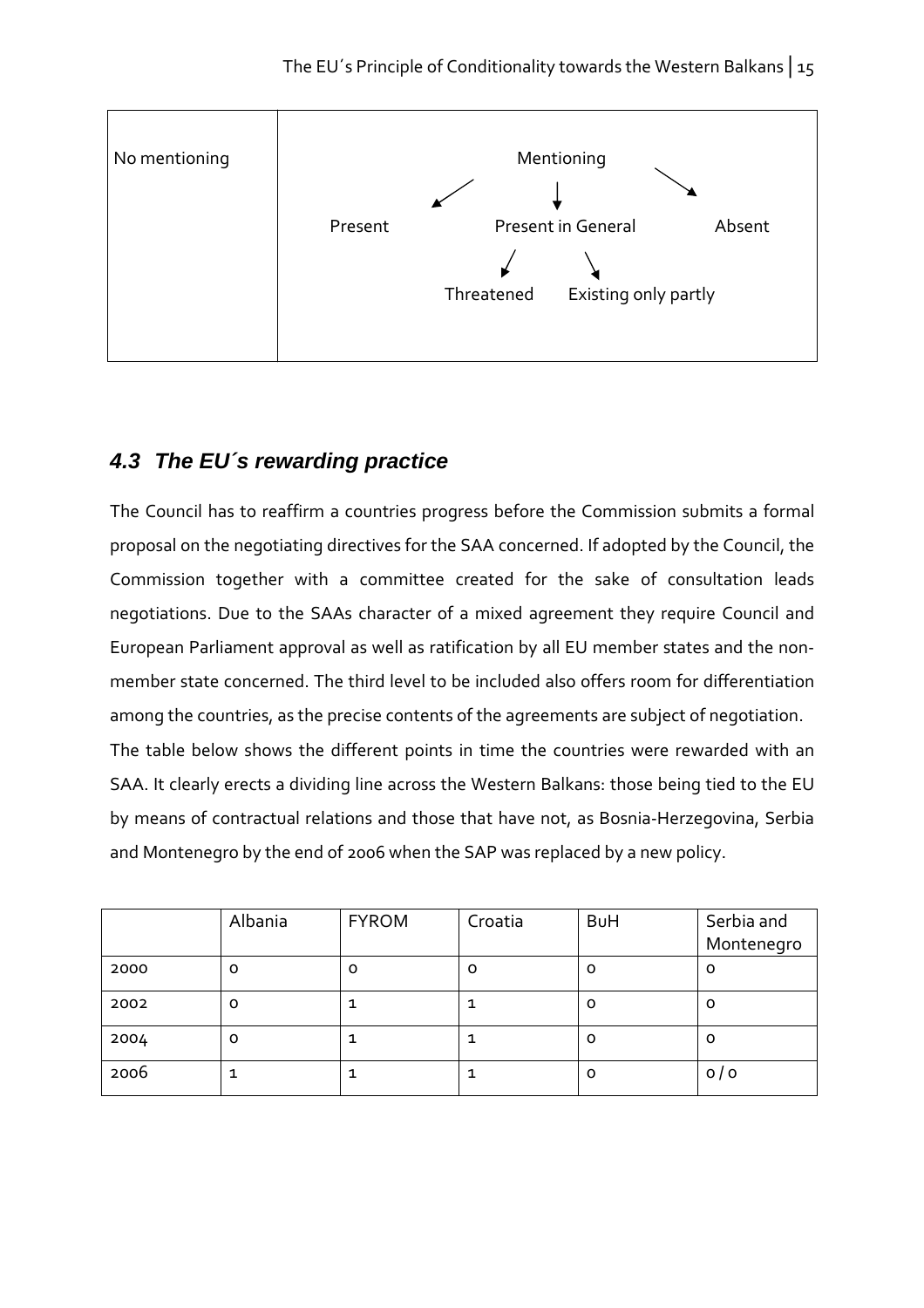| No mentioning | Mentioning |
|---|---|
| | Present / Present in General / Absent |
| | Present in General → Threatened / Existing only partly |

## 4.3 *The EU´s rewarding practice*

The Council has to reaffirm a countries progress before the Commission submits a formal proposal on the negotiating directives for the SAA concerned. If adopted by the Council, the Commission together with a committee created for the sake of consultation leads negotiations. Due to the SAAs character of a mixed agreement they require Council and European Parliament approval as well as ratification by all EU member states and the non-member state concerned. The third level to be included also offers room for differentiation among the countries, as the precise contents of the agreements are subject of negotiation.
The table below shows the different points in time the countries were rewarded with an SAA. It clearly erects a dividing line across the Western Balkans: those being tied to the EU by means of contractual relations and those that have not, as Bosnia-Herzegovina, Serbia and Montenegro by the end of 2006 when the SAP was replaced by a new policy.

| | Albania | FYROM | Croatia | BuH | Serbia and Montenegro |
|---|---|---|---|---|---|
| 2000 | 0 | 0 | 0 | 0 | 0 |
| 2002 | 0 | 1 | 1 | 0 | 0 |
| 2004 | 0 | 1 | 1 | 0 | 0 |
| 2006 | 1 | 1 | 1 | 0 | 0 / 0 |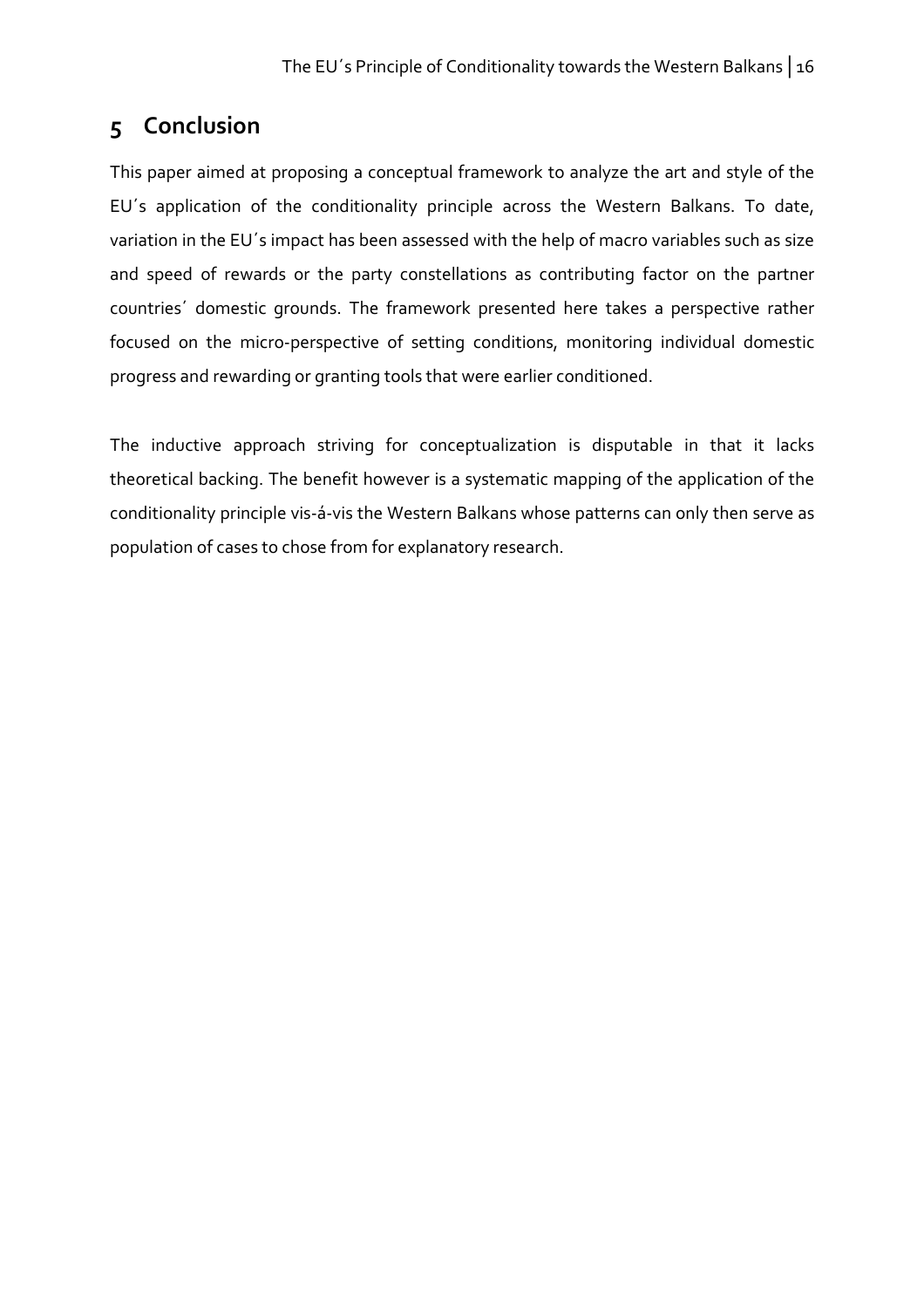## 5 Conclusion

This paper aimed at proposing a conceptual framework to analyze the art and style of the EU´s application of the conditionality principle across the Western Balkans. To date, variation in the EU´s impact has been assessed with the help of macro variables such as size and speed of rewards or the party constellations as contributing factor on the partner countries´ domestic grounds. The framework presented here takes a perspective rather focused on the micro-perspective of setting conditions, monitoring individual domestic progress and rewarding or granting tools that were earlier conditioned.

The inductive approach striving for conceptualization is disputable in that it lacks theoretical backing. The benefit however is a systematic mapping of the application of the conditionality principle vis-á-vis the Western Balkans whose patterns can only then serve as population of cases to chose from for explanatory research.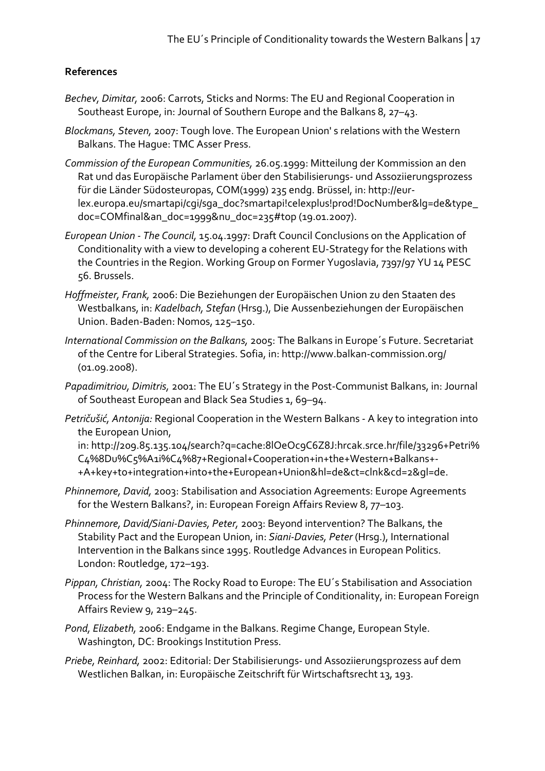**References**

*Bechev, Dimitar,* 2006: Carrots, Sticks and Norms: The EU and Regional Cooperation in Southeast Europe, in: Journal of Southern Europe and the Balkans 8, 27–43.

*Blockmans, Steven,* 2007: Tough love. The European Union' s relations with the Western Balkans. The Hague: TMC Asser Press.

*Commission of the European Communities,* 26.05.1999: Mitteilung der Kommission an den Rat und das Europäische Parlament über den Stabilisierungs- und Assoziierungsprozess für die Länder Südosteuropas, COM(1999) 235 endg. Brüssel, in: http://eur-lex.europa.eu/smartapi/cgi/sga_doc?smartapi!celexplus!prod!DocNumber&lg=de&type_doc=COMfinal&an_doc=1999&nu_doc=235#top (19.01.2007).

*European Union - The Council,* 15.04.1997: Draft Council Conclusions on the Application of Conditionality with a view to developing a coherent EU-Strategy for the Relations with the Countries in the Region. Working Group on Former Yugoslavia, 7397/97 YU 14 PESC 56. Brussels.

*Hoffmeister, Frank,* 2006: Die Beziehungen der Europäischen Union zu den Staaten des Westbalkans, in: *Kadelbach, Stefan* (Hrsg.), Die Aussenbeziehungen der Europäischen Union. Baden-Baden: Nomos, 125–150.

*International Commission on the Balkans,* 2005: The Balkans in Europe´s Future. Secretariat of the Centre for Liberal Strategies. Sofia, in: http://www.balkan-commission.org/ (01.09.2008).

*Papadimitriou, Dimitris,* 2001: The EU´s Strategy in the Post-Communist Balkans, in: Journal of Southeast European and Black Sea Studies 1, 69–94.

*Petričušić, Antonija:* Regional Cooperation in the Western Balkans - A key to integration into the European Union,
in: http://209.85.135.104/search?q=cache:8lOeOc9C6Z8J:hrcak.srce.hr/file/33296+Petri%C4%8Du%C5%A1i%C4%87+Regional+Cooperation+in+the+Western+Balkans+-+A+key+to+integration+into+the+European+Union&hl=de&ct=clnk&cd=2&gl=de.

*Phinnemore, David,* 2003: Stabilisation and Association Agreements: Europe Agreements for the Western Balkans?, in: European Foreign Affairs Review 8, 77–103.

*Phinnemore, David/Siani-Davies, Peter,* 2003: Beyond intervention? The Balkans, the Stability Pact and the European Union, in: *Siani-Davies, Peter* (Hrsg.), International Intervention in the Balkans since 1995. Routledge Advances in European Politics. London: Routledge, 172–193.

*Pippan, Christian,* 2004: The Rocky Road to Europe: The EU´s Stabilisation and Association Process for the Western Balkans and the Principle of Conditionality, in: European Foreign Affairs Review 9, 219–245.

*Pond, Elizabeth,* 2006: Endgame in the Balkans. Regime Change, European Style. Washington, DC: Brookings Institution Press.

*Priebe, Reinhard,* 2002: Editorial: Der Stabilisierungs- und Assoziierungsprozess auf dem Westlichen Balkan, in: Europäische Zeitschrift für Wirtschaftsrecht 13, 193.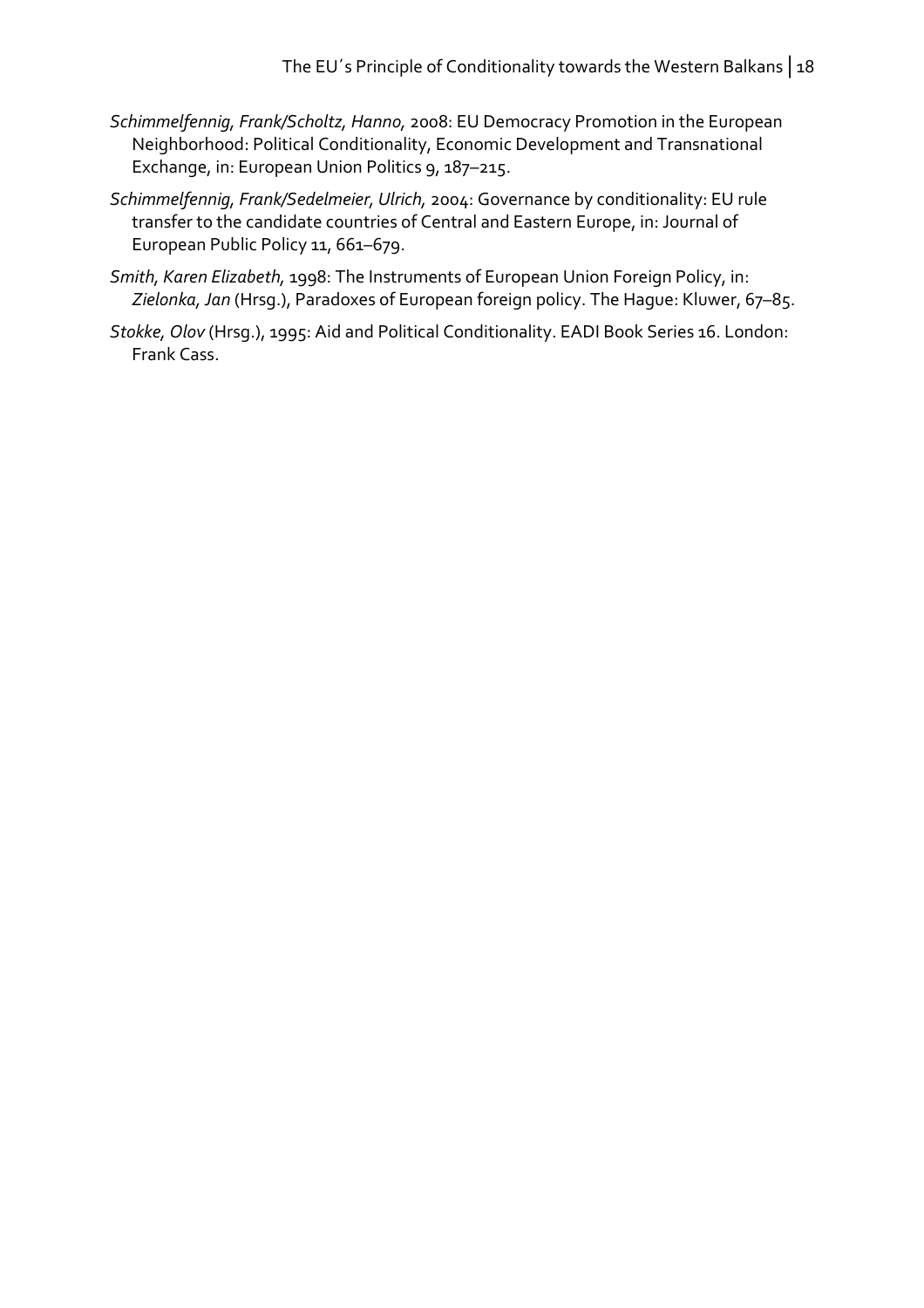*Schimmelfennig, Frank/Scholtz, Hanno,* 2008: EU Democracy Promotion in the European Neighborhood: Political Conditionality, Economic Development and Transnational Exchange, in: European Union Politics 9, 187–215.

*Schimmelfennig, Frank/Sedelmeier, Ulrich,* 2004: Governance by conditionality: EU rule transfer to the candidate countries of Central and Eastern Europe, in: Journal of European Public Policy 11, 661–679.

*Smith, Karen Elizabeth,* 1998: The Instruments of European Union Foreign Policy, in: *Zielonka, Jan* (Hrsg.), Paradoxes of European foreign policy. The Hague: Kluwer, 67–85.

*Stokke, Olov* (Hrsg.), 1995: Aid and Political Conditionality. EADI Book Series 16. London: Frank Cass.